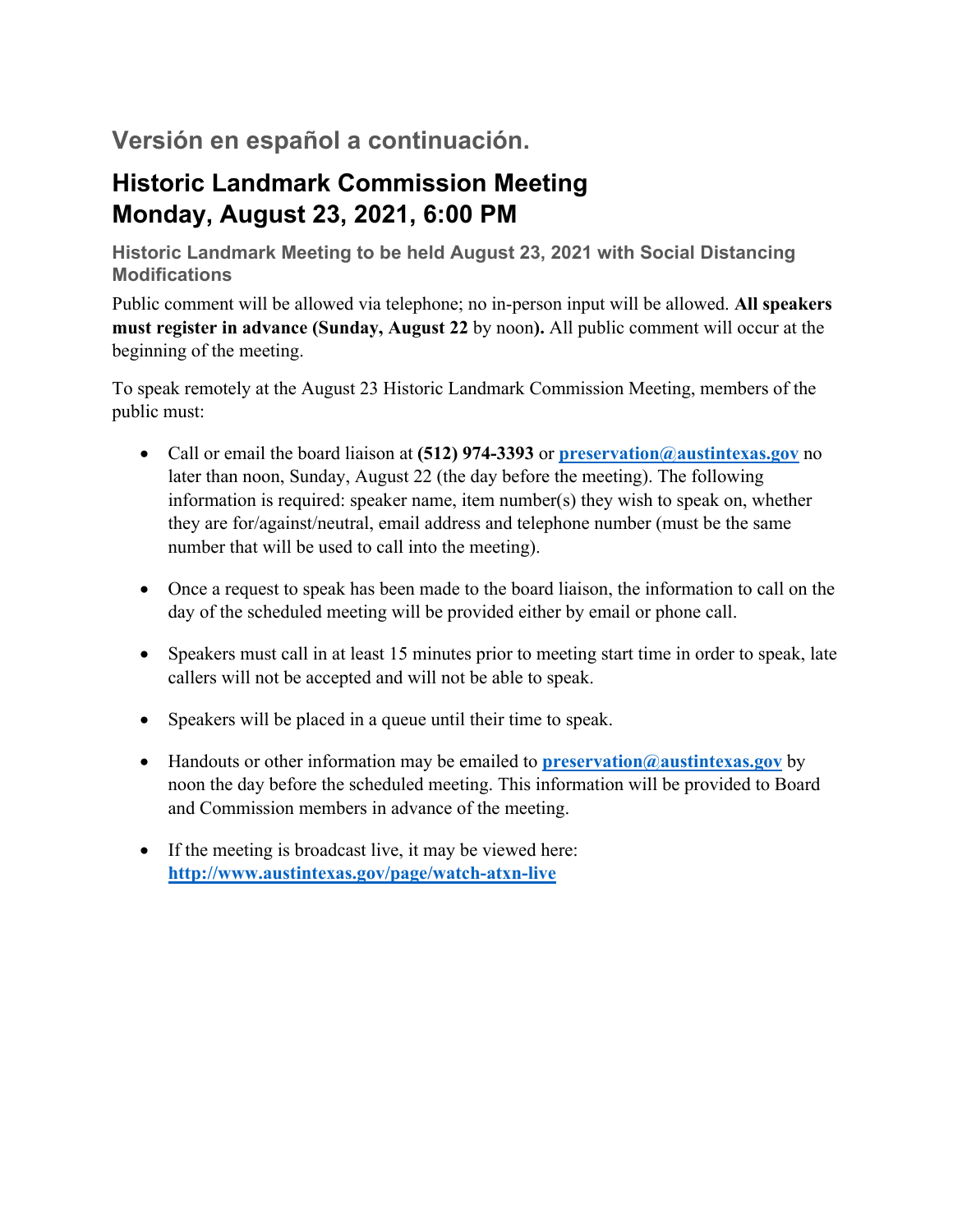## Versión en español a continuación.

# Historic Landmark Commission Meeting
# Monday, August 23, 2021, 6:00 PM

### Historic Landmark Meeting to be held August 23, 2021 with Social Distancing Modifications

Public comment will be allowed via telephone; no in-person input will be allowed. **All speakers must register in advance (Sunday, August 22** by noon**).** All public comment will occur at the beginning of the meeting.

To speak remotely at the August 23 Historic Landmark Commission Meeting, members of the public must:

- Call or email the board liaison at **(512) 974-3393** or **preservation@austintexas.gov** no later than noon, Sunday, August 22 (the day before the meeting). The following information is required: speaker name, item number(s) they wish to speak on, whether they are for/against/neutral, email address and telephone number (must be the same number that will be used to call into the meeting).

- Once a request to speak has been made to the board liaison, the information to call on the day of the scheduled meeting will be provided either by email or phone call.

- Speakers must call in at least 15 minutes prior to meeting start time in order to speak, late callers will not be accepted and will not be able to speak.

- Speakers will be placed in a queue until their time to speak.

- Handouts or other information may be emailed to **preservation@austintexas.gov** by noon the day before the scheduled meeting. This information will be provided to Board and Commission members in advance of the meeting.

- If the meeting is broadcast live, it may be viewed here: **http://www.austintexas.gov/page/watch-atxn-live**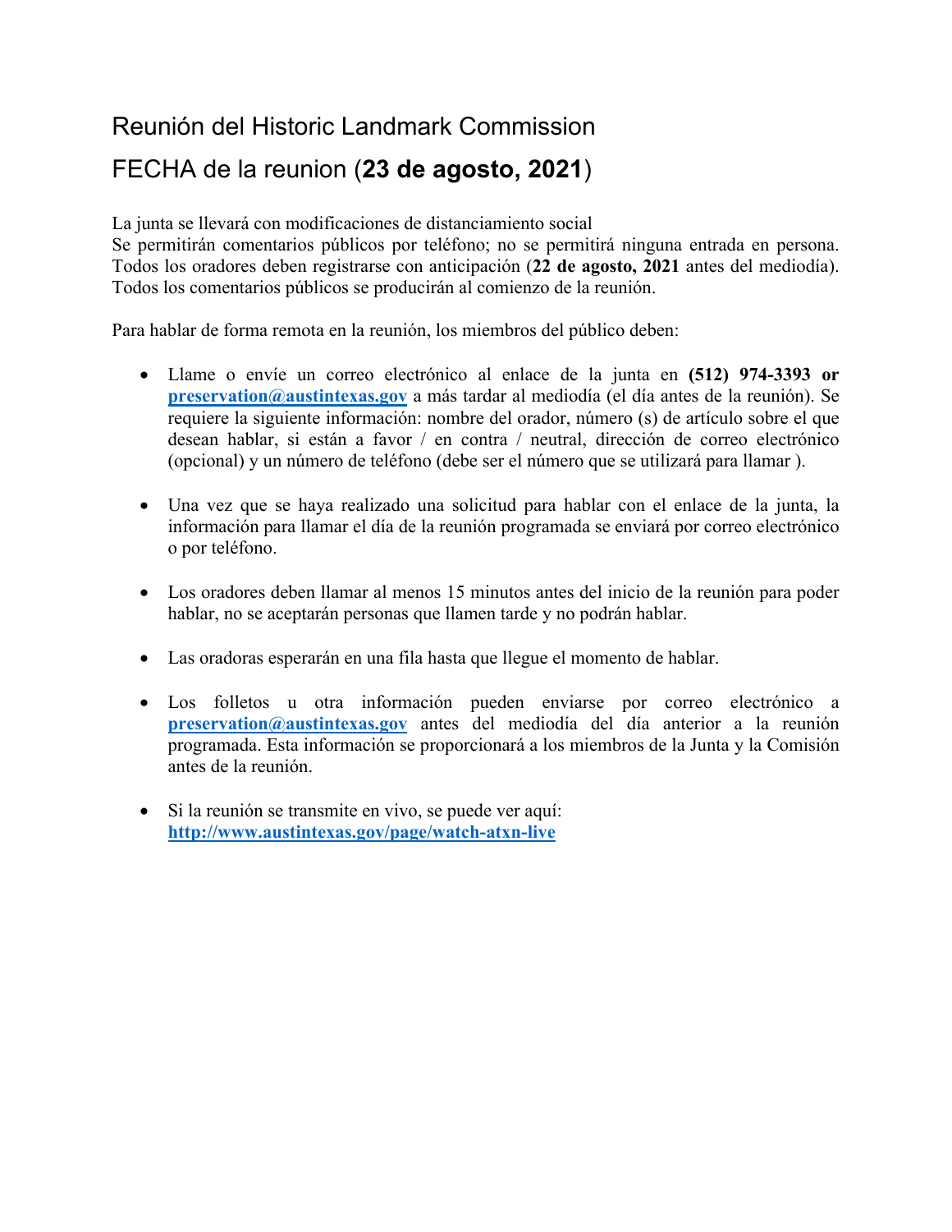# Reunión del Historic Landmark Commission

# FECHA de la reunion (**23 de agosto, 2021**)

La junta se llevará con modificaciones de distanciamiento social
Se permitirán comentarios públicos por teléfono; no se permitirá ninguna entrada en persona. Todos los oradores deben registrarse con anticipación (**22 de agosto, 2021** antes del mediodía). Todos los comentarios públicos se producirán al comienzo de la reunión.

Para hablar de forma remota en la reunión, los miembros del público deben:

- Llame o envíe un correo electrónico al enlace de la junta en **(512) 974-3393 or** **preservation@austintexas.gov** a más tardar al mediodía (el día antes de la reunión). Se requiere la siguiente información: nombre del orador, número (s) de artículo sobre el que desean hablar, si están a favor / en contra / neutral, dirección de correo electrónico (opcional) y un número de teléfono (debe ser el número que se utilizará para llamar ).

- Una vez que se haya realizado una solicitud para hablar con el enlace de la junta, la información para llamar el día de la reunión programada se enviará por correo electrónico o por teléfono.

- Los oradores deben llamar al menos 15 minutos antes del inicio de la reunión para poder hablar, no se aceptarán personas que llamen tarde y no podrán hablar.

- Las oradoras esperarán en una fila hasta que llegue el momento de hablar.

- Los folletos u otra información pueden enviarse por correo electrónico a **preservation@austintexas.gov** antes del mediodía del día anterior a la reunión programada. Esta información se proporcionará a los miembros de la Junta y la Comisión antes de la reunión.

- Si la reunión se transmite en vivo, se puede ver aquí: **http://www.austintexas.gov/page/watch-atxn-live**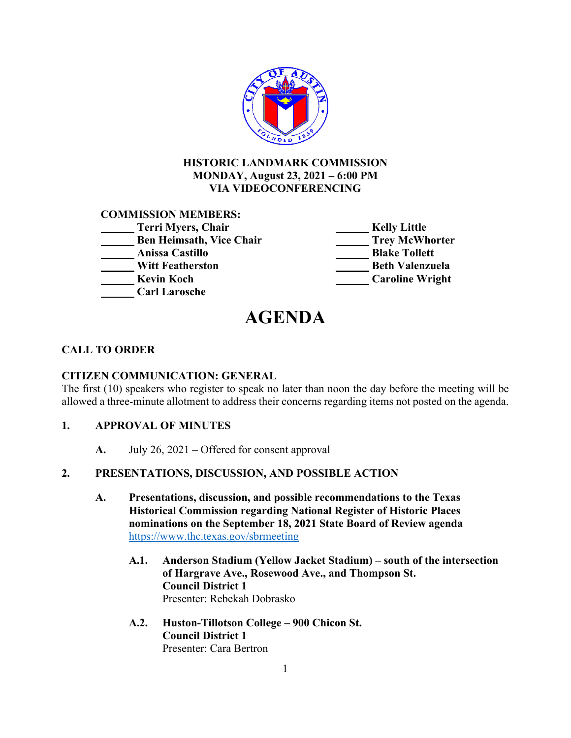# HISTORIC LANDMARK COMMISSION
## MONDAY, August 23, 2021 – 6:00 PM
## VIA VIDEOCONFERENCING

**COMMISSION MEMBERS:**

______ **Terri Myers, Chair**
______ **Ben Heimsath, Vice Chair**
______ **Anissa Castillo**
______ **Witt Featherston**
______ **Kevin Koch**
______ **Carl Larosche**
______ **Kelly Little**
______ **Trey McWhorter**
______ **Blake Tollett**
______ **Beth Valenzuela**
______ **Caroline Wright**

# AGENDA

**CALL TO ORDER**

**CITIZEN COMMUNICATION: GENERAL**

The first (10) speakers who register to speak no later than noon the day before the meeting will be allowed a three-minute allotment to address their concerns regarding items not posted on the agenda.

**1. APPROVAL OF MINUTES**

**A.** July 26, 2021 – Offered for consent approval

**2. PRESENTATIONS, DISCUSSION, AND POSSIBLE ACTION**

**A. Presentations, discussion, and possible recommendations to the Texas Historical Commission regarding National Register of Historic Places nominations on the September 18, 2021 State Board of Review agenda**
https://www.thc.texas.gov/sbrmeeting

**A.1. Anderson Stadium (Yellow Jacket Stadium) – south of the intersection of Hargrave Ave., Rosewood Ave., and Thompson St.**
**Council District 1**
Presenter: Rebekah Dobrasko

**A.2. Huston-Tillotson College – 900 Chicon St.**
**Council District 1**
Presenter: Cara Bertron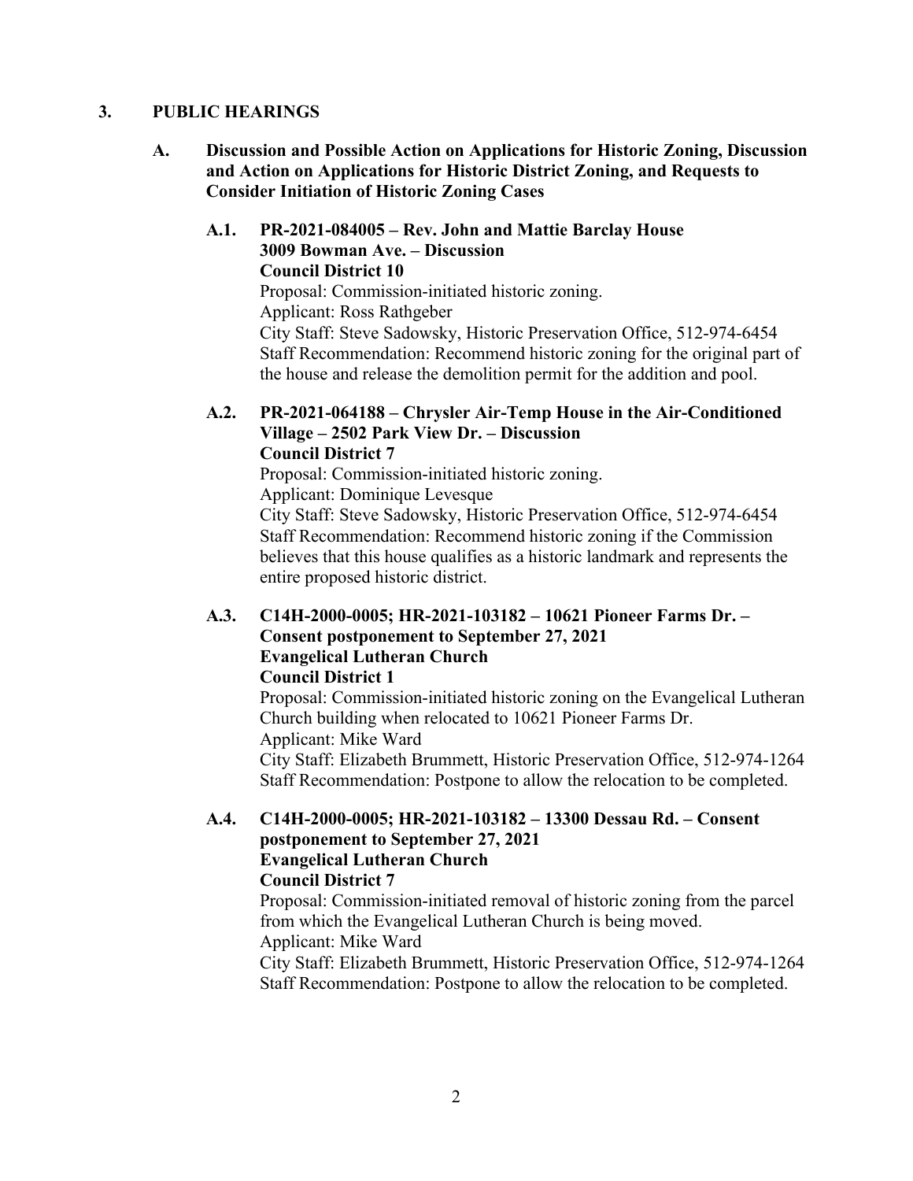## 3. PUBLIC HEARINGS

### A. Discussion and Possible Action on Applications for Historic Zoning, Discussion and Action on Applications for Historic District Zoning, and Requests to Consider Initiation of Historic Zoning Cases

**A.1. PR-2021-084005 – Rev. John and Mattie Barclay House 3009 Bowman Ave. – Discussion**
**Council District 10**

Proposal: Commission-initiated historic zoning.
Applicant: Ross Rathgeber
City Staff: Steve Sadowsky, Historic Preservation Office, 512-974-6454
Staff Recommendation: Recommend historic zoning for the original part of the house and release the demolition permit for the addition and pool.

**A.2. PR-2021-064188 – Chrysler Air-Temp House in the Air-Conditioned Village – 2502 Park View Dr. – Discussion**
**Council District 7**

Proposal: Commission-initiated historic zoning.
Applicant: Dominique Levesque
City Staff: Steve Sadowsky, Historic Preservation Office, 512-974-6454
Staff Recommendation: Recommend historic zoning if the Commission believes that this house qualifies as a historic landmark and represents the entire proposed historic district.

**A.3. C14H-2000-0005; HR-2021-103182 – 10621 Pioneer Farms Dr. – Consent postponement to September 27, 2021**
**Evangelical Lutheran Church**
**Council District 1**

Proposal: Commission-initiated historic zoning on the Evangelical Lutheran Church building when relocated to 10621 Pioneer Farms Dr.
Applicant: Mike Ward
City Staff: Elizabeth Brummett, Historic Preservation Office, 512-974-1264
Staff Recommendation: Postpone to allow the relocation to be completed.

**A.4. C14H-2000-0005; HR-2021-103182 – 13300 Dessau Rd. – Consent postponement to September 27, 2021**
**Evangelical Lutheran Church**
**Council District 7**

Proposal: Commission-initiated removal of historic zoning from the parcel from which the Evangelical Lutheran Church is being moved.
Applicant: Mike Ward
City Staff: Elizabeth Brummett, Historic Preservation Office, 512-974-1264
Staff Recommendation: Postpone to allow the relocation to be completed.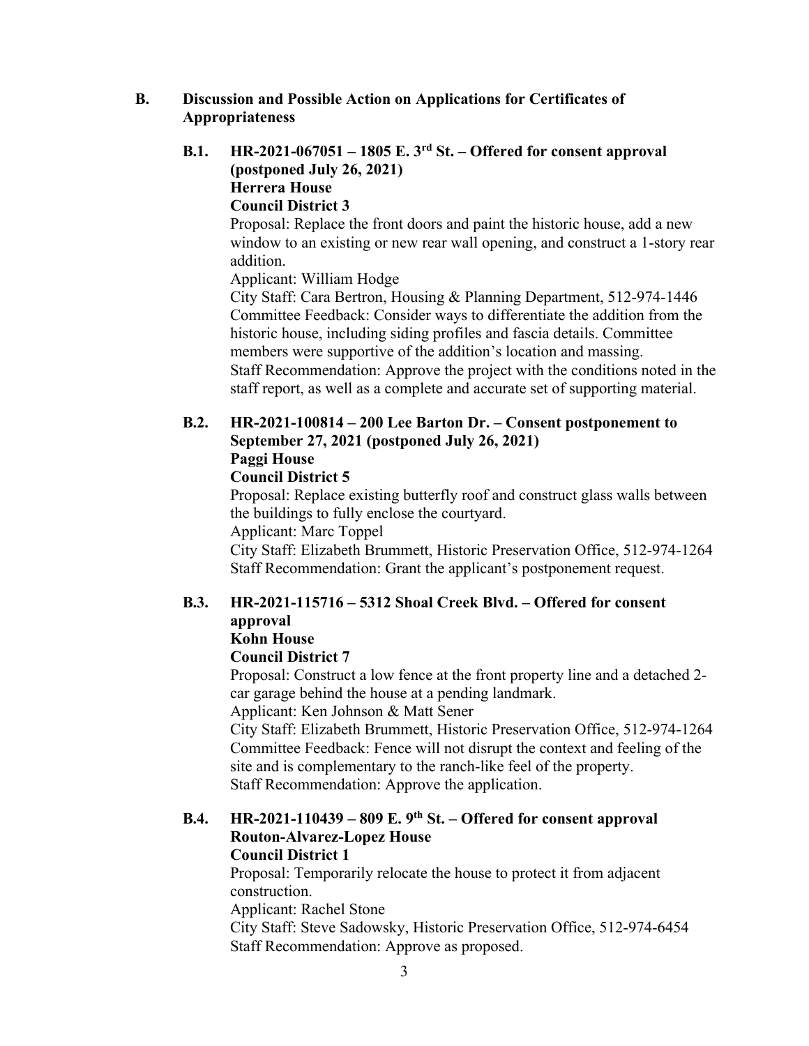## B. Discussion and Possible Action on Applications for Certificates of Appropriateness

### B.1. HR-2021-067051 – 1805 E. 3rd St. – Offered for consent approval (postponed July 26, 2021)

**Herrera House**

**Council District 3**

Proposal: Replace the front doors and paint the historic house, add a new window to an existing or new rear wall opening, and construct a 1-story rear addition.

Applicant: William Hodge

City Staff: Cara Bertron, Housing & Planning Department, 512-974-1446

Committee Feedback: Consider ways to differentiate the addition from the historic house, including siding profiles and fascia details. Committee members were supportive of the addition's location and massing.

Staff Recommendation: Approve the project with the conditions noted in the staff report, as well as a complete and accurate set of supporting material.

### B.2. HR-2021-100814 – 200 Lee Barton Dr. – Consent postponement to September 27, 2021 (postponed July 26, 2021)

**Paggi House**

**Council District 5**

Proposal: Replace existing butterfly roof and construct glass walls between the buildings to fully enclose the courtyard.

Applicant: Marc Toppel

City Staff: Elizabeth Brummett, Historic Preservation Office, 512-974-1264

Staff Recommendation: Grant the applicant's postponement request.

### B.3. HR-2021-115716 – 5312 Shoal Creek Blvd. – Offered for consent approval

**Kohn House**

**Council District 7**

Proposal: Construct a low fence at the front property line and a detached 2-car garage behind the house at a pending landmark.

Applicant: Ken Johnson & Matt Sener

City Staff: Elizabeth Brummett, Historic Preservation Office, 512-974-1264

Committee Feedback: Fence will not disrupt the context and feeling of the site and is complementary to the ranch-like feel of the property.

Staff Recommendation: Approve the application.

### B.4. HR-2021-110439 – 809 E. 9th St. – Offered for consent approval

**Routon-Alvarez-Lopez House**

**Council District 1**

Proposal: Temporarily relocate the house to protect it from adjacent construction.

Applicant: Rachel Stone

City Staff: Steve Sadowsky, Historic Preservation Office, 512-974-6454

Staff Recommendation: Approve as proposed.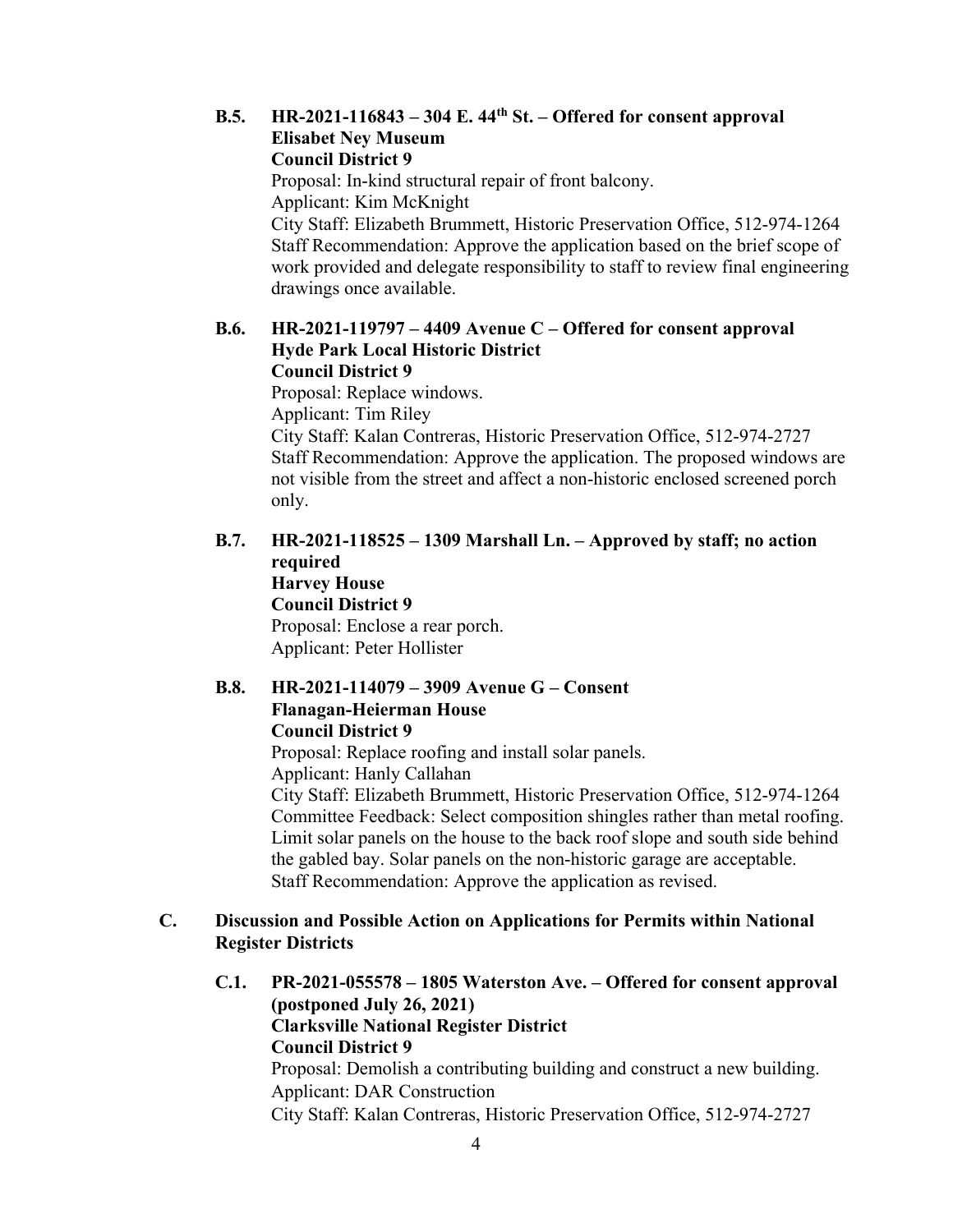**B.5. HR-2021-116843 – 304 E. 44th St. – Offered for consent approval**
**Elisabet Ney Museum**
**Council District 9**

Proposal: In-kind structural repair of front balcony.
Applicant: Kim McKnight
City Staff: Elizabeth Brummett, Historic Preservation Office, 512-974-1264
Staff Recommendation: Approve the application based on the brief scope of work provided and delegate responsibility to staff to review final engineering drawings once available.

**B.6. HR-2021-119797 – 4409 Avenue C – Offered for consent approval**
**Hyde Park Local Historic District**
**Council District 9**

Proposal: Replace windows.
Applicant: Tim Riley
City Staff: Kalan Contreras, Historic Preservation Office, 512-974-2727
Staff Recommendation: Approve the application. The proposed windows are not visible from the street and affect a non-historic enclosed screened porch only.

**B.7. HR-2021-118525 – 1309 Marshall Ln. – Approved by staff; no action required**
**Harvey House**
**Council District 9**

Proposal: Enclose a rear porch.
Applicant: Peter Hollister

**B.8. HR-2021-114079 – 3909 Avenue G – Consent**
**Flanagan-Heierman House**
**Council District 9**

Proposal: Replace roofing and install solar panels.
Applicant: Hanly Callahan
City Staff: Elizabeth Brummett, Historic Preservation Office, 512-974-1264
Committee Feedback: Select composition shingles rather than metal roofing. Limit solar panels on the house to the back roof slope and south side behind the gabled bay. Solar panels on the non-historic garage are acceptable.
Staff Recommendation: Approve the application as revised.

## C. Discussion and Possible Action on Applications for Permits within National Register Districts

**C.1. PR-2021-055578 – 1805 Waterston Ave. – Offered for consent approval (postponed July 26, 2021)**
**Clarksville National Register District**
**Council District 9**

Proposal: Demolish a contributing building and construct a new building.
Applicant: DAR Construction
City Staff: Kalan Contreras, Historic Preservation Office, 512-974-2727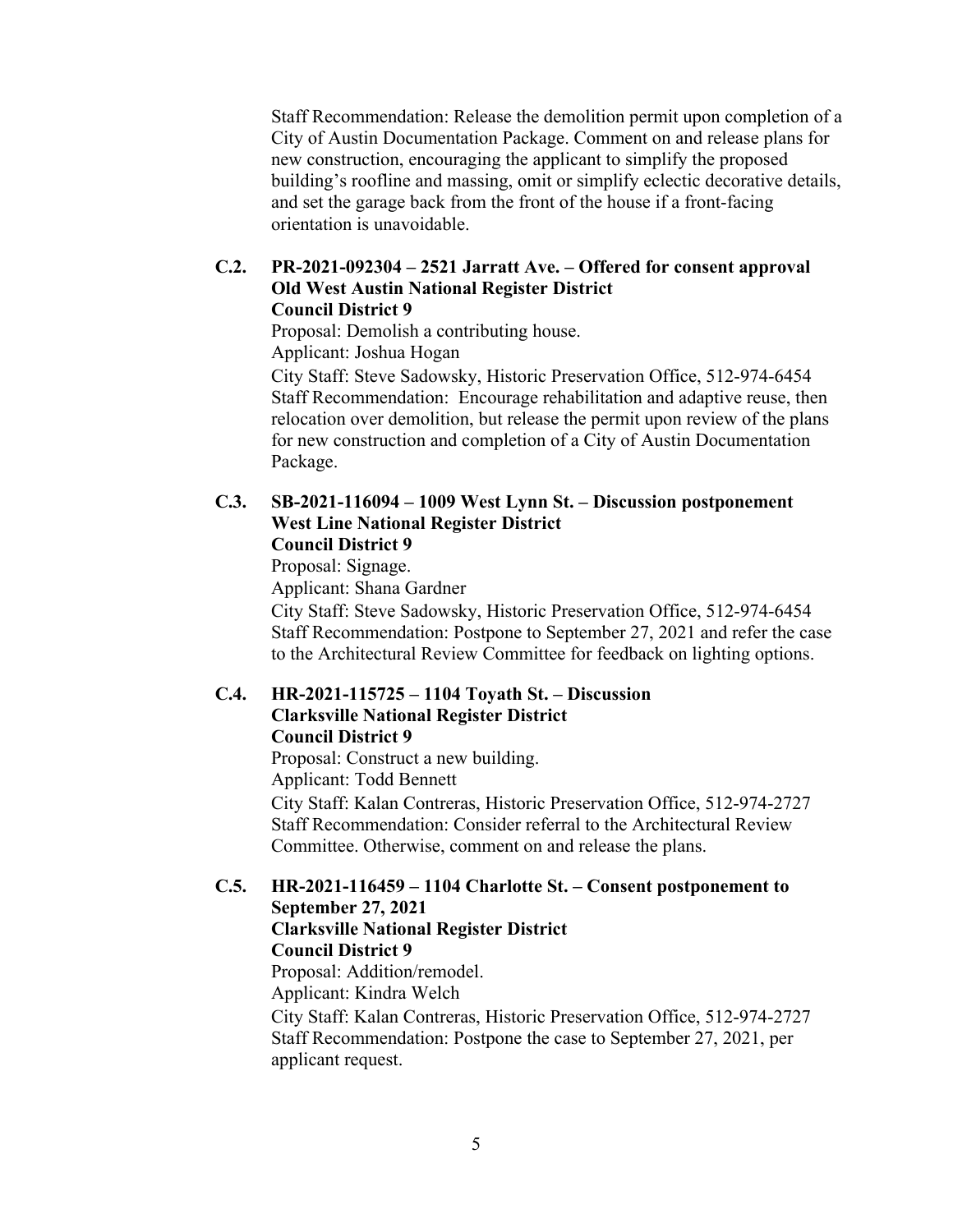Staff Recommendation: Release the demolition permit upon completion of a City of Austin Documentation Package. Comment on and release plans for new construction, encouraging the applicant to simplify the proposed building's roofline and massing, omit or simplify eclectic decorative details, and set the garage back from the front of the house if a front-facing orientation is unavoidable.

**C.2. PR-2021-092304 – 2521 Jarratt Ave. – Offered for consent approval**
**Old West Austin National Register District**
**Council District 9**

Proposal: Demolish a contributing house.
Applicant: Joshua Hogan
City Staff: Steve Sadowsky, Historic Preservation Office, 512-974-6454
Staff Recommendation: Encourage rehabilitation and adaptive reuse, then relocation over demolition, but release the permit upon review of the plans for new construction and completion of a City of Austin Documentation Package.

**C.3. SB-2021-116094 – 1009 West Lynn St. – Discussion postponement**
**West Line National Register District**
**Council District 9**

Proposal: Signage.
Applicant: Shana Gardner
City Staff: Steve Sadowsky, Historic Preservation Office, 512-974-6454
Staff Recommendation: Postpone to September 27, 2021 and refer the case to the Architectural Review Committee for feedback on lighting options.

**C.4. HR-2021-115725 – 1104 Toyath St. – Discussion**
**Clarksville National Register District**
**Council District 9**

Proposal: Construct a new building.
Applicant: Todd Bennett
City Staff: Kalan Contreras, Historic Preservation Office, 512-974-2727
Staff Recommendation: Consider referral to the Architectural Review Committee. Otherwise, comment on and release the plans.

**C.5. HR-2021-116459 – 1104 Charlotte St. – Consent postponement to September 27, 2021**
**Clarksville National Register District**
**Council District 9**

Proposal: Addition/remodel.
Applicant: Kindra Welch
City Staff: Kalan Contreras, Historic Preservation Office, 512-974-2727
Staff Recommendation: Postpone the case to September 27, 2021, per applicant request.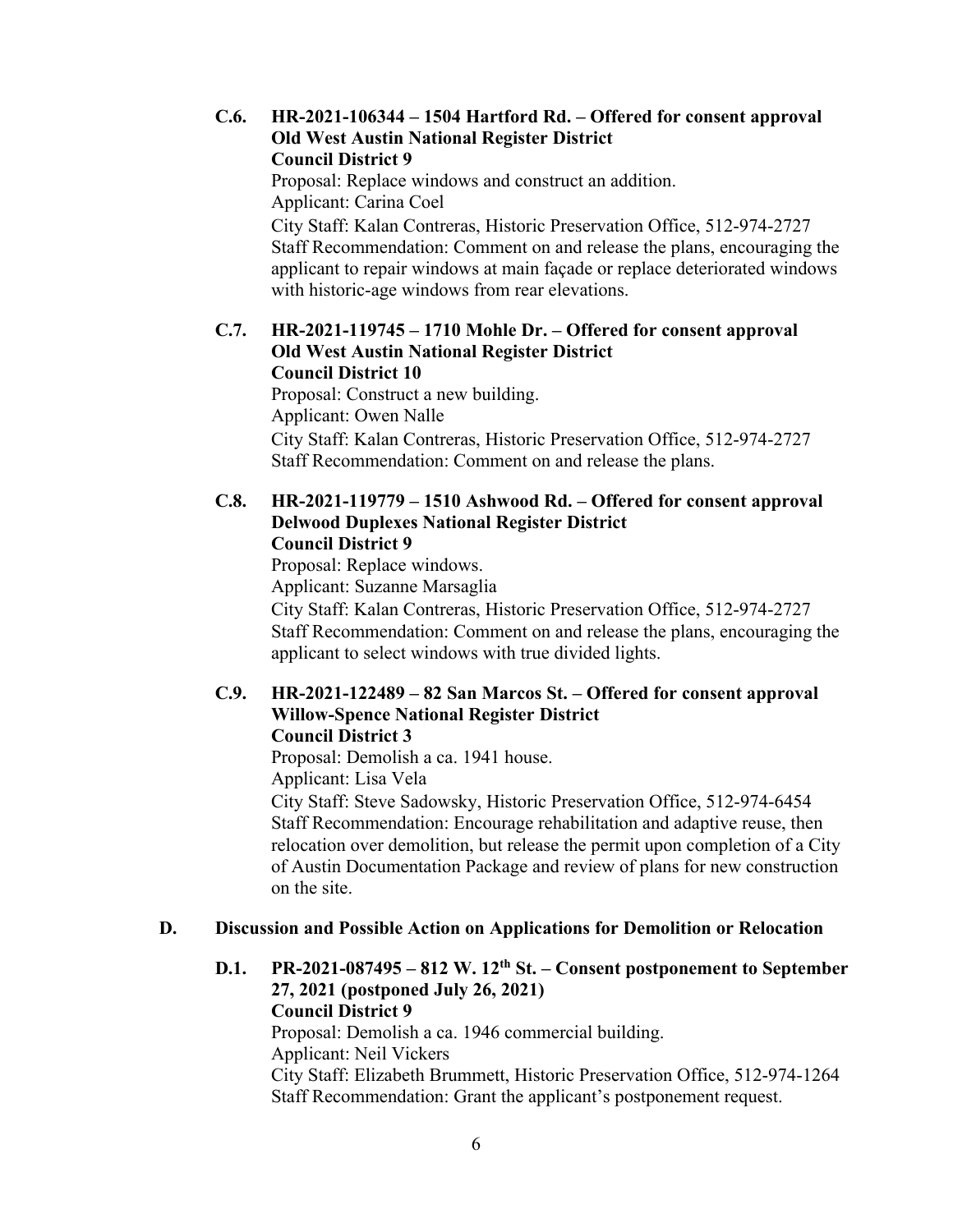**C.6. HR-2021-106344 – 1504 Hartford Rd. – Offered for consent approval**
**Old West Austin National Register District**
**Council District 9**

Proposal: Replace windows and construct an addition.
Applicant: Carina Coel
City Staff: Kalan Contreras, Historic Preservation Office, 512-974-2727
Staff Recommendation: Comment on and release the plans, encouraging the applicant to repair windows at main façade or replace deteriorated windows with historic-age windows from rear elevations.

**C.7. HR-2021-119745 – 1710 Mohle Dr. – Offered for consent approval**
**Old West Austin National Register District**
**Council District 10**

Proposal: Construct a new building.
Applicant: Owen Nalle
City Staff: Kalan Contreras, Historic Preservation Office, 512-974-2727
Staff Recommendation: Comment on and release the plans.

**C.8. HR-2021-119779 – 1510 Ashwood Rd. – Offered for consent approval**
**Delwood Duplexes National Register District**
**Council District 9**

Proposal: Replace windows.
Applicant: Suzanne Marsaglia
City Staff: Kalan Contreras, Historic Preservation Office, 512-974-2727
Staff Recommendation: Comment on and release the plans, encouraging the applicant to select windows with true divided lights.

**C.9. HR-2021-122489 – 82 San Marcos St. – Offered for consent approval**
**Willow-Spence National Register District**
**Council District 3**

Proposal: Demolish a ca. 1941 house.
Applicant: Lisa Vela
City Staff: Steve Sadowsky, Historic Preservation Office, 512-974-6454
Staff Recommendation: Encourage rehabilitation and adaptive reuse, then relocation over demolition, but release the permit upon completion of a City of Austin Documentation Package and review of plans for new construction on the site.

## D. Discussion and Possible Action on Applications for Demolition or Relocation

**D.1. PR-2021-087495 – 812 W. 12th St. – Consent postponement to September 27, 2021 (postponed July 26, 2021)**
**Council District 9**

Proposal: Demolish a ca. 1946 commercial building.
Applicant: Neil Vickers
City Staff: Elizabeth Brummett, Historic Preservation Office, 512-974-1264
Staff Recommendation: Grant the applicant's postponement request.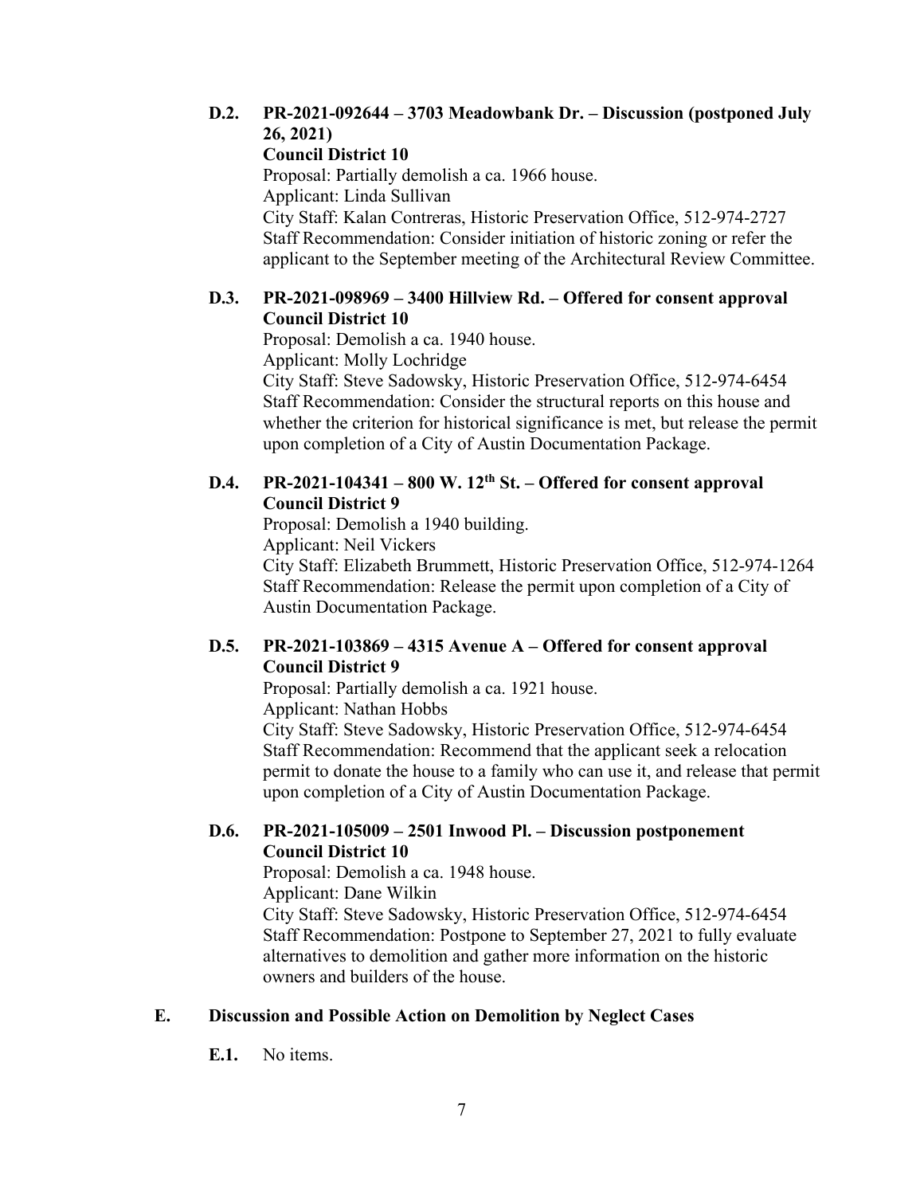**D.2. PR-2021-092644 – 3703 Meadowbank Dr. – Discussion (postponed July 26, 2021)**
**Council District 10**

Proposal: Partially demolish a ca. 1966 house.
Applicant: Linda Sullivan
City Staff: Kalan Contreras, Historic Preservation Office, 512-974-2727
Staff Recommendation: Consider initiation of historic zoning or refer the applicant to the September meeting of the Architectural Review Committee.

**D.3. PR-2021-098969 – 3400 Hillview Rd. – Offered for consent approval**
**Council District 10**

Proposal: Demolish a ca. 1940 house.
Applicant: Molly Lochridge
City Staff: Steve Sadowsky, Historic Preservation Office, 512-974-6454
Staff Recommendation: Consider the structural reports on this house and whether the criterion for historical significance is met, but release the permit upon completion of a City of Austin Documentation Package.

**D.4. PR-2021-104341 – 800 W. 12th St. – Offered for consent approval**
**Council District 9**

Proposal: Demolish a 1940 building.
Applicant: Neil Vickers
City Staff: Elizabeth Brummett, Historic Preservation Office, 512-974-1264
Staff Recommendation: Release the permit upon completion of a City of Austin Documentation Package.

**D.5. PR-2021-103869 – 4315 Avenue A – Offered for consent approval**
**Council District 9**

Proposal: Partially demolish a ca. 1921 house.
Applicant: Nathan Hobbs
City Staff: Steve Sadowsky, Historic Preservation Office, 512-974-6454
Staff Recommendation: Recommend that the applicant seek a relocation permit to donate the house to a family who can use it, and release that permit upon completion of a City of Austin Documentation Package.

**D.6. PR-2021-105009 – 2501 Inwood Pl. – Discussion postponement**
**Council District 10**

Proposal: Demolish a ca. 1948 house.
Applicant: Dane Wilkin
City Staff: Steve Sadowsky, Historic Preservation Office, 512-974-6454
Staff Recommendation: Postpone to September 27, 2021 to fully evaluate alternatives to demolition and gather more information on the historic owners and builders of the house.

**E. Discussion and Possible Action on Demolition by Neglect Cases**

**E.1.** No items.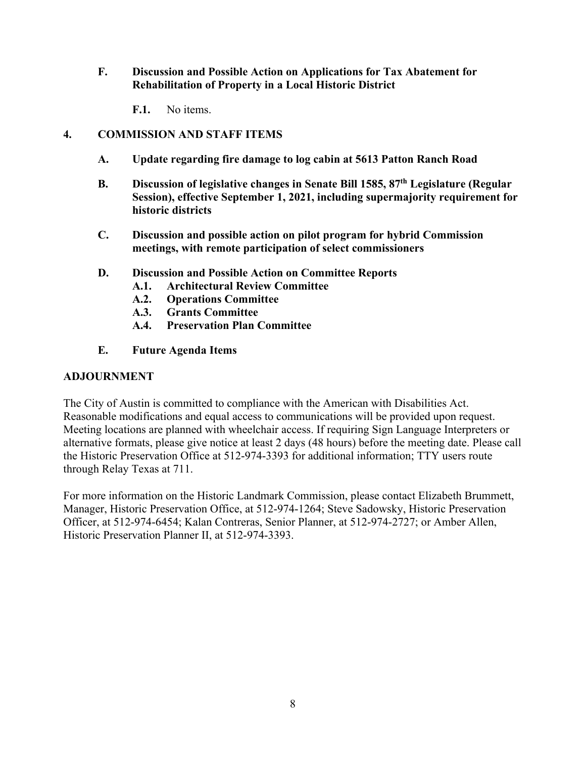**F. Discussion and Possible Action on Applications for Tax Abatement for Rehabilitation of Property in a Local Historic District**

**F.1.** No items.

## 4. COMMISSION AND STAFF ITEMS

**A. Update regarding fire damage to log cabin at 5613 Patton Ranch Road**

**B. Discussion of legislative changes in Senate Bill 1585, 87th Legislature (Regular Session), effective September 1, 2021, including supermajority requirement for historic districts**

**C. Discussion and possible action on pilot program for hybrid Commission meetings, with remote participation of select commissioners**

**D. Discussion and Possible Action on Committee Reports**

- **A.1. Architectural Review Committee**
- **A.2. Operations Committee**
- **A.3. Grants Committee**
- **A.4. Preservation Plan Committee**

**E. Future Agenda Items**

## ADJOURNMENT

The City of Austin is committed to compliance with the American with Disabilities Act. Reasonable modifications and equal access to communications will be provided upon request. Meeting locations are planned with wheelchair access. If requiring Sign Language Interpreters or alternative formats, please give notice at least 2 days (48 hours) before the meeting date. Please call the Historic Preservation Office at 512-974-3393 for additional information; TTY users route through Relay Texas at 711.

For more information on the Historic Landmark Commission, please contact Elizabeth Brummett, Manager, Historic Preservation Office, at 512-974-1264; Steve Sadowsky, Historic Preservation Officer, at 512-974-6454; Kalan Contreras, Senior Planner, at 512-974-2727; or Amber Allen, Historic Preservation Planner II, at 512-974-3393.